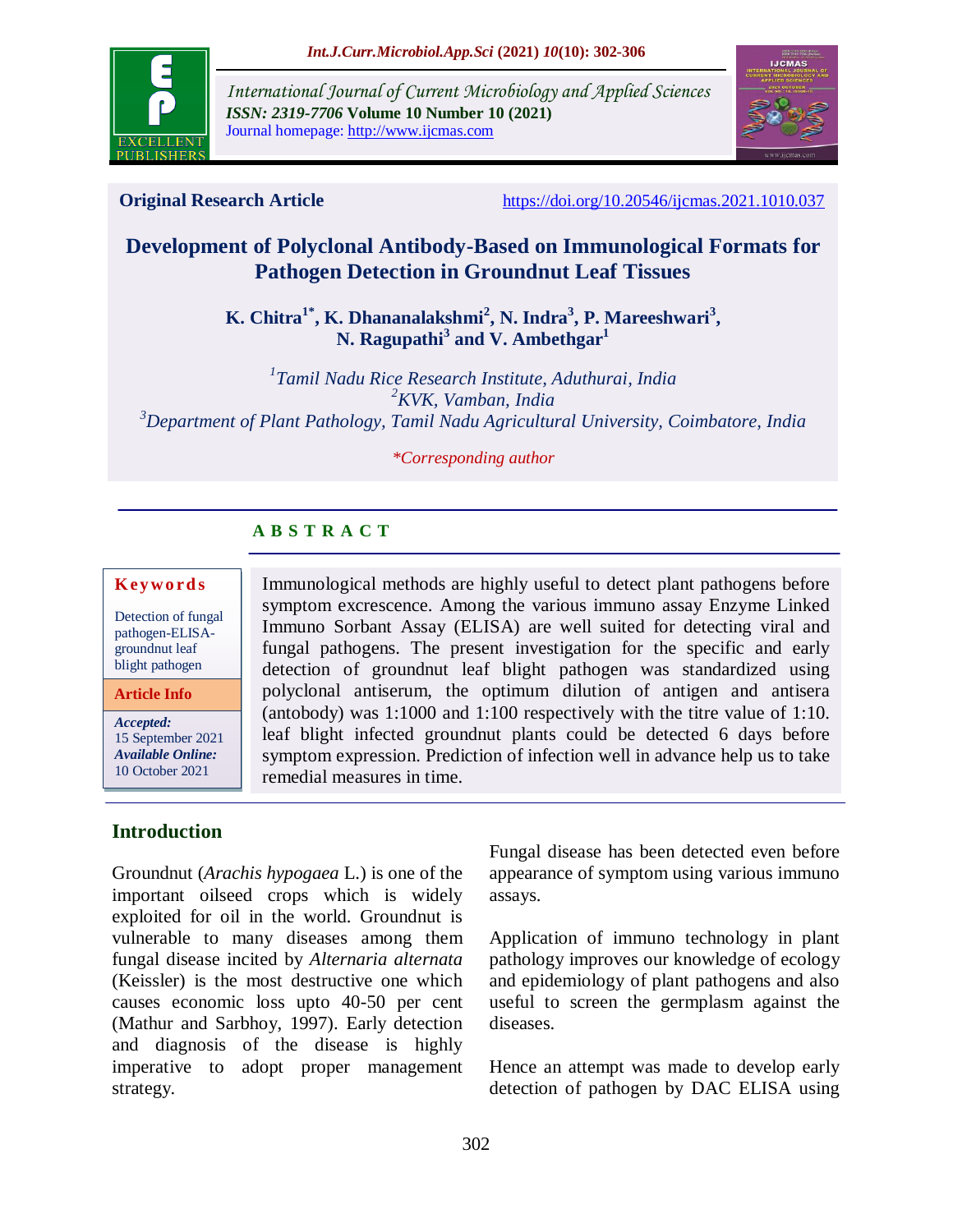Original Research Article

https://doi.org/10.20546/ijcmas.2021.1010.037

# Development of Polyclonal Antibody-Based on Immunological Formats for Pathogen Detection in Groundnut Leaf Tissues

**K. Chitra[1*], K. Dhananalakshmi[2], N. Indra[3], P. Mareeshwari[3], N. Ragupathi[3] and V. Ambethgar[1]**

[1]*Tamil Nadu Rice Research Institute, Aduthurai, India*
[2]*KVK, Vamban, India*
[3]*Department of Plant Pathology, Tamil Nadu Agricultural University, Coimbatore, India*

*\*Corresponding author*

## ABSTRACT

**Keywords**

Detection of fungal pathogen-ELISA-groundnut leaf blight pathogen

**Article Info**

*Accepted:* 15 September 2021
*Available Online:* 10 October 2021

Immunological methods are highly useful to detect plant pathogens before symptom excrescence. Among the various immuno assay Enzyme Linked Immuno Sorbant Assay (ELISA) are well suited for detecting viral and fungal pathogens. The present investigation for the specific and early detection of groundnut leaf blight pathogen was standardized using polyclonal antiserum, the optimum dilution of antigen and antisera (antobody) was 1:1000 and 1:100 respectively with the titre value of 1:10. leaf blight infected groundnut plants could be detected 6 days before symptom expression. Prediction of infection well in advance help us to take remedial measures in time.

## Introduction

Groundnut (*Arachis hypogaea* L.) is one of the important oilseed crops which is widely exploited for oil in the world. Groundnut is vulnerable to many diseases among them fungal disease incited by *Alternaria alternata* (Keissler) is the most destructive one which causes economic loss upto 40-50 per cent (Mathur and Sarbhoy, 1997). Early detection and diagnosis of the disease is highly imperative to adopt proper management strategy.

Fungal disease has been detected even before appearance of symptom using various immuno assays.

Application of immuno technology in plant pathology improves our knowledge of ecology and epidemiology of plant pathogens and also useful to screen the germplasm against the diseases.

Hence an attempt was made to develop early detection of pathogen by DAC ELISA using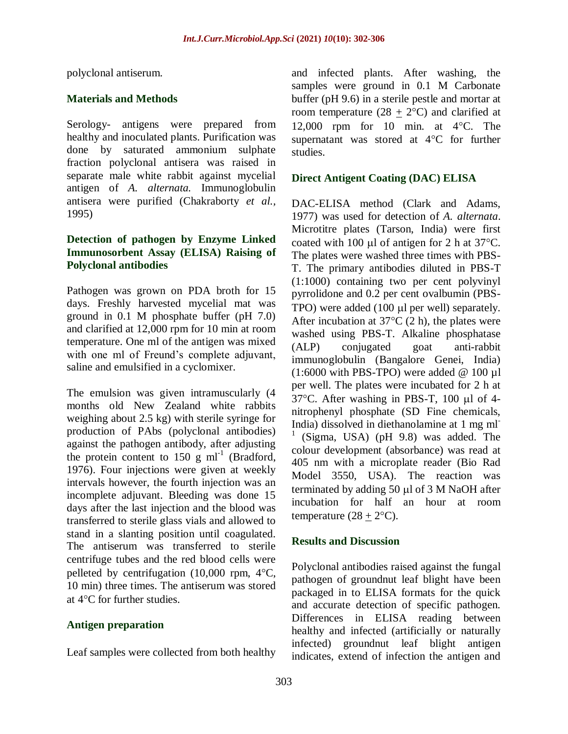polyclonal antiserum.

## Materials and Methods

Serology- antigens were prepared from healthy and inoculated plants. Purification was done by saturated ammonium sulphate fraction polyclonal antisera was raised in separate male white rabbit against mycelial antigen of *A. alternata.* Immunoglobulin antisera were purified (Chakraborty *et al.,* 1995)

### Detection of pathogen by Enzyme Linked Immunosorbent Assay (ELISA) Raising of Polyclonal antibodies

Pathogen was grown on PDA broth for 15 days. Freshly harvested mycelial mat was ground in 0.1 M phosphate buffer (pH 7.0) and clarified at 12,000 rpm for 10 min at room temperature. One ml of the antigen was mixed with one ml of Freund's complete adjuvant, saline and emulsified in a cyclomixer.

The emulsion was given intramuscularly (4 months old New Zealand white rabbits weighing about 2.5 kg) with sterile syringe for production of PAbs (polyclonal antibodies) against the pathogen antibody, after adjusting the protein content to 150 g $ml^{-1}$ (Bradford, 1976). Four injections were given at weekly intervals however, the fourth injection was an incomplete adjuvant. Bleeding was done 15 days after the last injection and the blood was transferred to sterile glass vials and allowed to stand in a slanting position until coagulated. The antiserum was transferred to sterile centrifuge tubes and the red blood cells were pelleted by centrifugation (10,000 rpm, 4°C, 10 min) three times. The antiserum was stored at 4°C for further studies.

### Antigen preparation

Leaf samples were collected from both healthy and infected plants. After washing, the samples were ground in 0.1 M Carbonate buffer (pH 9.6) in a sterile pestle and mortar at room temperature (28 ± 2°C) and clarified at 12,000 rpm for 10 min. at 4°C. The supernatant was stored at 4°C for further studies.

### Direct Antigen Coating (DAC) ELISA

DAC-ELISA method (Clark and Adams, 1977) was used for detection of *A. alternata*. Microtitre plates (Tarson, India) were first coated with 100 μl of antigen for 2 h at 37°C. The plates were washed three times with PBS-T. The primary antibodies diluted in PBS-T (1:1000) containing two per cent polyvinyl pyrrolidone and 0.2 per cent ovalbumin (PBS-TPO) were added (100 μl per well) separately. After incubation at 37°C (2 h), the plates were washed using PBS-T. Alkaline phosphatase (ALP) conjugated goat anti-rabbit immunoglobulin (Bangalore Genei, India) (1:6000 with PBS-TPO) were added @ 100 µl per well. The plates were incubated for 2 h at 37°C. After washing in PBS-T, 100 μl of 4-nitrophenyl phosphate (SD Fine chemicals, India) dissolved in diethanolamine at 1 mg $ml^{-1}$ (Sigma, USA) (pH 9.8) was added. The colour development (absorbance) was read at 405 nm with a microplate reader (Bio Rad Model 3550, USA). The reaction was terminated by adding 50 μl of 3 M NaOH after incubation for half an hour at room temperature (28 ± 2°C).

## Results and Discussion

Polyclonal antibodies raised against the fungal pathogen of groundnut leaf blight have been packaged in to ELISA formats for the quick and accurate detection of specific pathogen. Differences in ELISA reading between healthy and infected (artificially or naturally infected) groundnut leaf blight antigen indicates, extend of infection the antigen and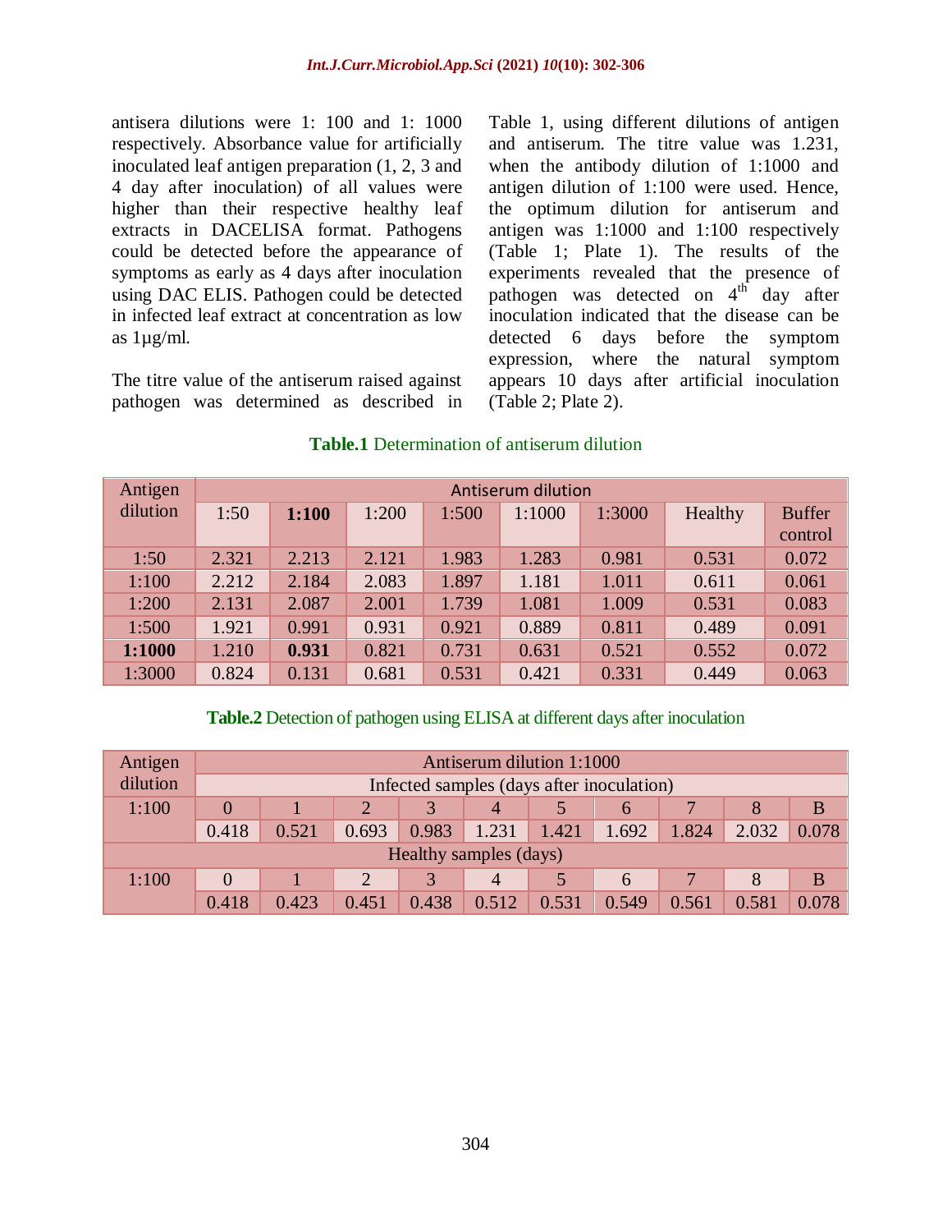antisera dilutions were 1: 100 and 1: 1000 respectively. Absorbance value for artificially inoculated leaf antigen preparation (1, 2, 3 and 4 day after inoculation) of all values were higher than their respective healthy leaf extracts in DACELISA format. Pathogens could be detected before the appearance of symptoms as early as 4 days after inoculation using DAC ELIS. Pathogen could be detected in infected leaf extract at concentration as low as 1µg/ml.

The titre value of the antiserum raised against pathogen was determined as described in Table 1, using different dilutions of antigen and antiserum. The titre value was 1.231, when the antibody dilution of 1:1000 and antigen dilution of 1:100 were used. Hence, the optimum dilution for antiserum and antigen was 1:1000 and 1:100 respectively (Table 1; Plate 1). The results of the experiments revealed that the presence of pathogen was detected on 4th day after inoculation indicated that the disease can be detected 6 days before the symptom expression, where the natural symptom appears 10 days after artificial inoculation (Table 2; Plate 2).

**Table.1** Determination of antiserum dilution

| Antigen dilution | Antiserum dilution | | | | | | | |
|---|---|---|---|---|---|---|---|---|
| | 1:50 | **1:100** | 1:200 | 1:500 | 1:1000 | 1:3000 | Healthy | Buffer control |
| 1:50 | 2.321 | 2.213 | 2.121 | 1.983 | 1.283 | 0.981 | 0.531 | 0.072 |
| 1:100 | 2.212 | 2.184 | 2.083 | 1.897 | 1.181 | 1.011 | 0.611 | 0.061 |
| 1:200 | 2.131 | 2.087 | 2.001 | 1.739 | 1.081 | 1.009 | 0.531 | 0.083 |
| 1:500 | 1.921 | 0.991 | 0.931 | 0.921 | 0.889 | 0.811 | 0.489 | 0.091 |
| **1:1000** | 1.210 | **0.931** | 0.821 | 0.731 | 0.631 | 0.521 | 0.552 | 0.072 |
| 1:3000 | 0.824 | 0.131 | 0.681 | 0.531 | 0.421 | 0.331 | 0.449 | 0.063 |

**Table.2** Detection of pathogen using ELISA at different days after inoculation

| Antigen dilution | Antiserum dilution 1:1000 | | | | | | | | | |
|---|---|---|---|---|---|---|---|---|---|---|
| | Infected samples (days after inoculation) | | | | | | | | | |
| 1:100 | 0 | 1 | 2 | 3 | 4 | 5 | 6 | 7 | 8 | B |
| | 0.418 | 0.521 | 0.693 | 0.983 | 1.231 | 1.421 | 1.692 | 1.824 | 2.032 | 0.078 |
| | Healthy samples (days) | | | | | | | | | |
| 1:100 | 0 | 1 | 2 | 3 | 4 | 5 | 6 | 7 | 8 | B |
| | 0.418 | 0.423 | 0.451 | 0.438 | 0.512 | 0.531 | 0.549 | 0.561 | 0.581 | 0.078 |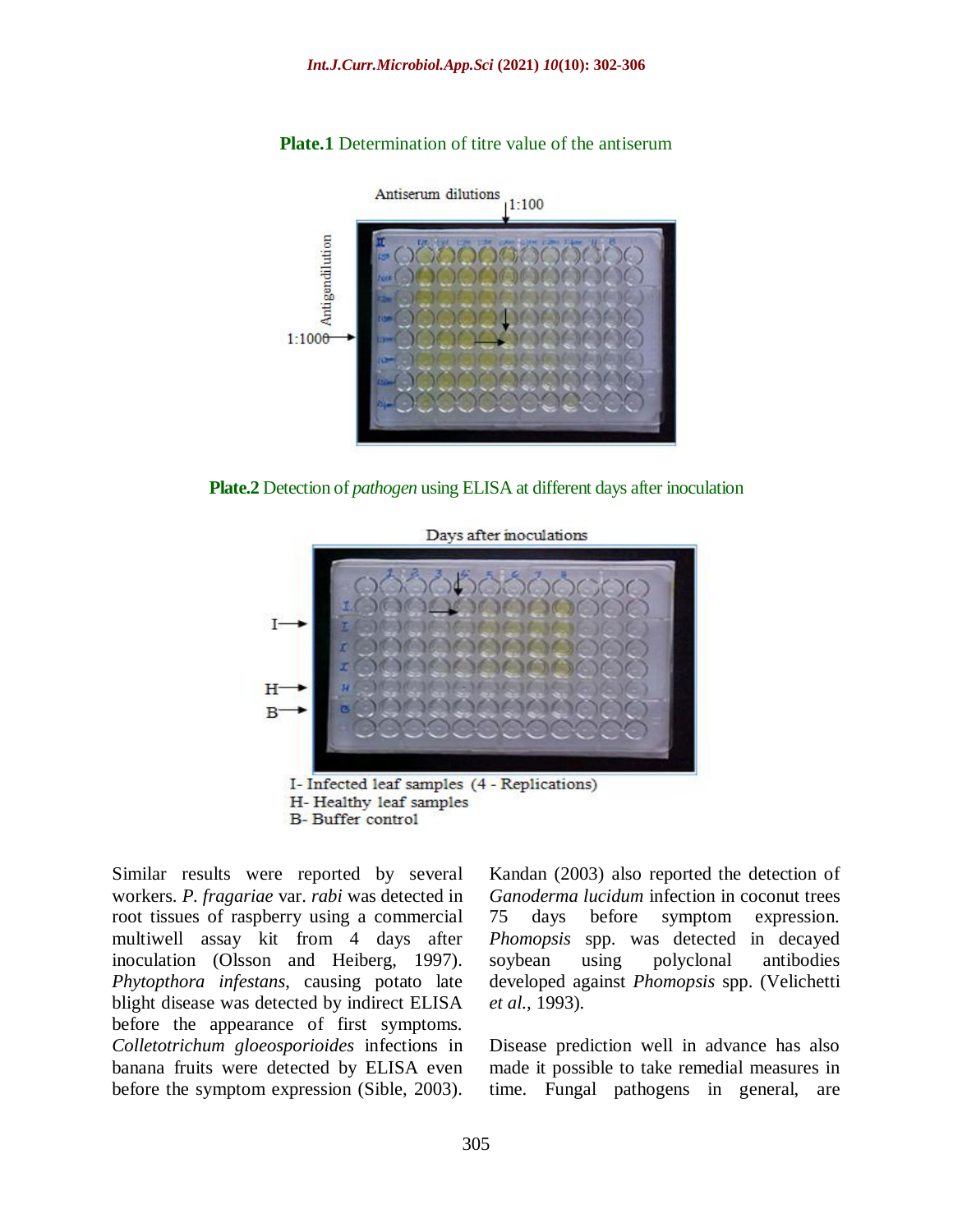**Plate.1** Determination of titre value of the antiserum

Antiserum dilutions

1:100

Antigendilution

1:1000

**Plate.2** Detection of *pathogen* using ELISA at different days after inoculation

Days after inoculations

I

H

B

I- Infected leaf samples (4 - Replications)
H- Healthy leaf samples
B- Buffer control

Similar results were reported by several workers. *P. fragariae* var. *rabi* was detected in root tissues of raspberry using a commercial multiwell assay kit from 4 days after inoculation (Olsson and Heiberg, 1997). *Phytopthora infestans*, causing potato late blight disease was detected by indirect ELISA before the appearance of first symptoms. *Colletotrichum gloeosporioides* infections in banana fruits were detected by ELISA even before the symptom expression (Sible, 2003). Kandan (2003) also reported the detection of *Ganoderma lucidum* infection in coconut trees 75 days before symptom expression. *Phomopsis* spp. was detected in decayed soybean using polyclonal antibodies developed against *Phomopsis* spp. (Velichetti *et al.*, 1993).

Disease prediction well in advance has also made it possible to take remedial measures in time. Fungal pathogens in general, are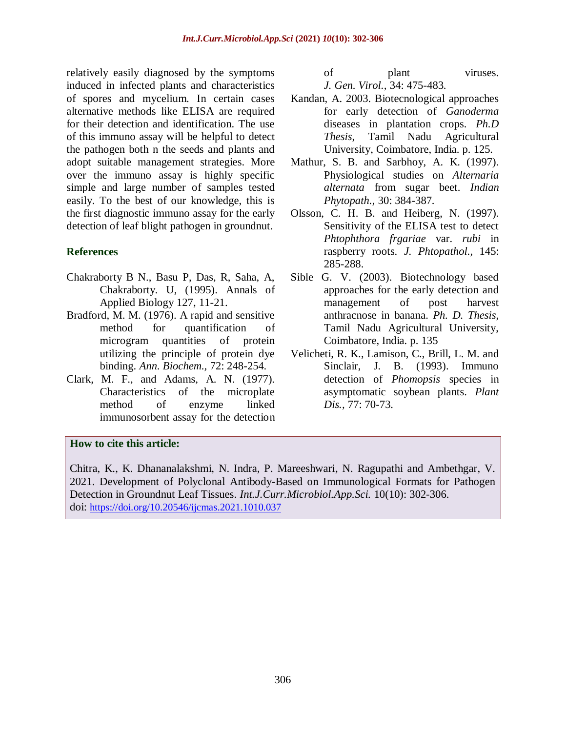relatively easily diagnosed by the symptoms induced in infected plants and characteristics of spores and mycelium. In certain cases alternative methods like ELISA are required for their detection and identification. The use of this immuno assay will be helpful to detect the pathogen both n the seeds and plants and adopt suitable management strategies. More over the immuno assay is highly specific simple and large number of samples tested easily. To the best of our knowledge, this is the first diagnostic immuno assay for the early detection of leaf blight pathogen in groundnut.

## References

Chakraborty B N., Basu P, Das, R, Saha, A, Chakraborty. U, (1995). Annals of Applied Biology 127, 11-21.

Bradford, M. M. (1976). A rapid and sensitive method for quantification of microgram quantities of protein utilizing the principle of protein dye binding. *Ann. Biochem.*, 72: 248-254.

Clark, M. F., and Adams, A. N. (1977). Characteristics of the microplate method of enzyme linked immunosorbent assay for the detection of plant viruses. *J. Gen. Virol.*, 34: 475-483.

Kandan, A. 2003. Biotecnological approaches for early detection of *Ganoderma* diseases in plantation crops. *Ph.D Thesis*, Tamil Nadu Agricultural University, Coimbatore, India. p. 125.

Mathur, S. B. and Sarbhoy, A. K. (1997). Physiological studies on *Alternaria alternata* from sugar beet. *Indian Phytopath.*, 30: 384-387.

Olsson, C. H. B. and Heiberg, N. (1997). Sensitivity of the ELISA test to detect *Phtophthora frgariae* var. *rubi* in raspberry roots. *J. Phtopathol.*, 145: 285-288.

Sible G. V. (2003). Biotechnology based approaches for the early detection and management of post harvest anthracnose in banana. *Ph. D. Thesis*, Tamil Nadu Agricultural University, Coimbatore, India. p. 135

Velicheti, R. K., Lamison, C., Brill, L. M. and Sinclair, J. B. (1993). Immuno detection of *Phomopsis* species in asymptomatic soybean plants. *Plant Dis.*, 77: 70-73.

**How to cite this article:**

Chitra, K., K. Dhananalakshmi, N. Indra, P. Mareeshwari, N. Ragupathi and Ambethgar, V. 2021. Development of Polyclonal Antibody-Based on Immunological Formats for Pathogen Detection in Groundnut Leaf Tissues. *Int.J.Curr.Microbiol.App.Sci.* 10(10): 302-306.
doi: https://doi.org/10.20546/ijcmas.2021.1010.037